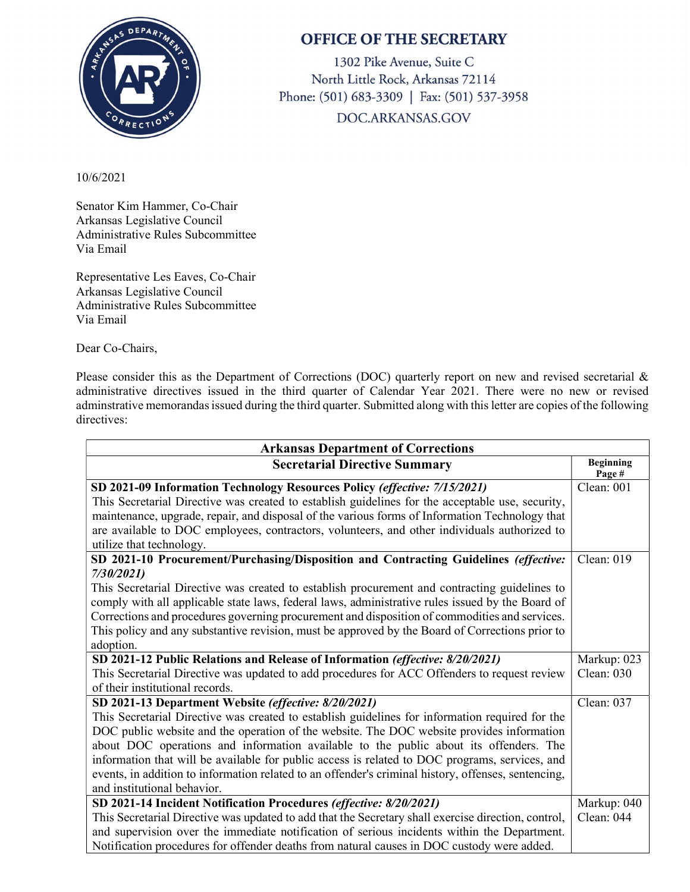# OFFICE OF THE SECRETARY

1302 Pike Avenue, Suite C
North Little Rock, Arkansas 72114
Phone: (501) 683-3309 | Fax: (501) 537-3958
DOC.ARKANSAS.GOV

10/6/2021

Senator Kim Hammer, Co-Chair
Arkansas Legislative Council
Administrative Rules Subcommittee
Via Email

Representative Les Eaves, Co-Chair
Arkansas Legislative Council
Administrative Rules Subcommittee
Via Email

Dear Co-Chairs,

Please consider this as the Department of Corrections (DOC) quarterly report on new and revised secretarial & administrative directives issued in the third quarter of Calendar Year 2021. There were no new or revised adminstrative memorandas issued during the third quarter. Submitted along with this letter are copies of the following directives:

| Arkansas Department of Corrections | |
|---|---|
| **Secretarial Directive Summary** | **Beginning Page #** |
| **SD 2021-09 Information Technology Resources Policy** ***(effective: 7/15/2021)*** This Secretarial Directive was created to establish guidelines for the acceptable use, security, maintenance, upgrade, repair, and disposal of the various forms of Information Technology that are available to DOC employees, contractors, volunteers, and other individuals authorized to utilize that technology. | Clean: 001 |
| **SD 2021-10 Procurement/Purchasing/Disposition and Contracting Guidelines** ***(effective: 7/30/2021)*** This Secretarial Directive was created to establish procurement and contracting guidelines to comply with all applicable state laws, federal laws, administrative rules issued by the Board of Corrections and procedures governing procurement and disposition of commodities and services. This policy and any substantive revision, must be approved by the Board of Corrections prior to adoption. | Clean: 019 |
| **SD 2021-12 Public Relations and Release of Information** ***(effective: 8/20/2021)*** This Secretarial Directive was updated to add procedures for ACC Offenders to request review of their institutional records. | Markup: 023<br>Clean: 030 |
| **SD 2021-13 Department Website** ***(effective: 8/20/2021)*** This Secretarial Directive was created to establish guidelines for information required for the DOC public website and the operation of the website. The DOC website provides information about DOC operations and information available to the public about its offenders. The information that will be available for public access is related to DOC programs, services, and events, in addition to information related to an offender's criminal history, offenses, sentencing, and institutional behavior. | Clean: 037 |
| **SD 2021-14 Incident Notification Procedures** ***(effective: 8/20/2021)*** This Secretarial Directive was updated to add that the Secretary shall exercise direction, control, and supervision over the immediate notification of serious incidents within the Department. Notification procedures for offender deaths from natural causes in DOC custody were added. | Markup: 040<br>Clean: 044 |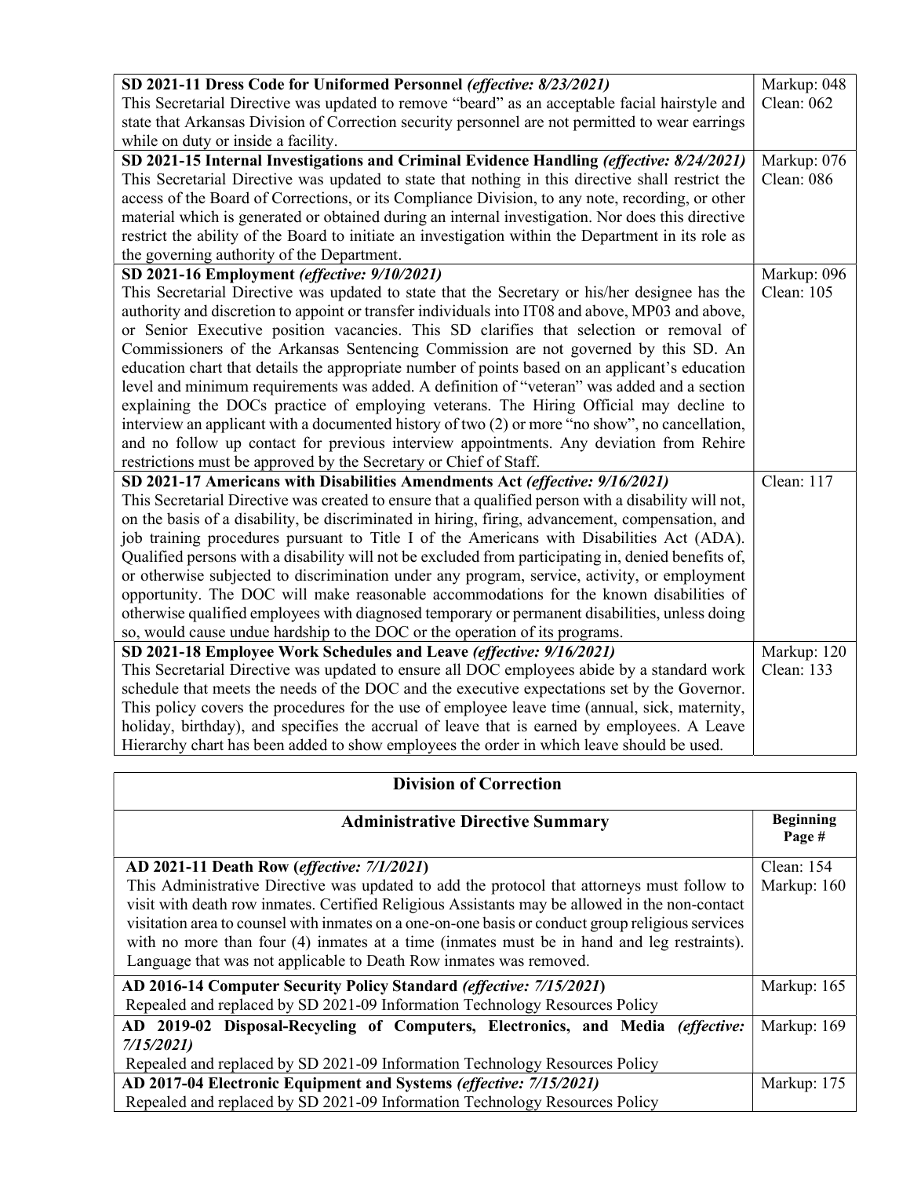| | |
|---|---|
| **SD 2021-11 Dress Code for Uniformed Personnel** ***(effective: 8/23/2021)*** This Secretarial Directive was updated to remove "beard" as an acceptable facial hairstyle and state that Arkansas Division of Correction security personnel are not permitted to wear earrings while on duty or inside a facility. | Markup: 048 Clean: 062 |
| **SD 2021-15 Internal Investigations and Criminal Evidence Handling** ***(effective: 8/24/2021)*** This Secretarial Directive was updated to state that nothing in this directive shall restrict the access of the Board of Corrections, or its Compliance Division, to any note, recording, or other material which is generated or obtained during an internal investigation. Nor does this directive restrict the ability of the Board to initiate an investigation within the Department in its role as the governing authority of the Department. | Markup: 076 Clean: 086 |
| **SD 2021-16 Employment** ***(effective: 9/10/2021)*** This Secretarial Directive was updated to state that the Secretary or his/her designee has the authority and discretion to appoint or transfer individuals into IT08 and above, MP03 and above, or Senior Executive position vacancies. This SD clarifies that selection or removal of Commissioners of the Arkansas Sentencing Commission are not governed by this SD. An education chart that details the appropriate number of points based on an applicant's education level and minimum requirements was added. A definition of "veteran" was added and a section explaining the DOCs practice of employing veterans. The Hiring Official may decline to interview an applicant with a documented history of two (2) or more "no show", no cancellation, and no follow up contact for previous interview appointments. Any deviation from Rehire restrictions must be approved by the Secretary or Chief of Staff. | Markup: 096 Clean: 105 |
| **SD 2021-17 Americans with Disabilities Amendments Act** ***(effective: 9/16/2021)*** This Secretarial Directive was created to ensure that a qualified person with a disability will not, on the basis of a disability, be discriminated in hiring, firing, advancement, compensation, and job training procedures pursuant to Title I of the Americans with Disabilities Act (ADA). Qualified persons with a disability will not be excluded from participating in, denied benefits of, or otherwise subjected to discrimination under any program, service, activity, or employment opportunity. The DOC will make reasonable accommodations for the known disabilities of otherwise qualified employees with diagnosed temporary or permanent disabilities, unless doing so, would cause undue hardship to the DOC or the operation of its programs. | Clean: 117 |
| **SD 2021-18 Employee Work Schedules and Leave** ***(effective: 9/16/2021)*** This Secretarial Directive was updated to ensure all DOC employees abide by a standard work schedule that meets the needs of the DOC and the executive expectations set by the Governor. This policy covers the procedures for the use of employee leave time (annual, sick, maternity, holiday, birthday), and specifies the accrual of leave that is earned by employees. A Leave Hierarchy chart has been added to show employees the order in which leave should be used. | Markup: 120 Clean: 133 |

## Division of Correction

| **Administrative Directive Summary** | **Beginning Page #** |
|---|---|
| **AD 2021-11 Death Row (*effective: 7/1/2021*)** This Administrative Directive was updated to add the protocol that attorneys must follow to visit with death row inmates. Certified Religious Assistants may be allowed in the non-contact visitation area to counsel with inmates on a one-on-one basis or conduct group religious services with no more than four (4) inmates at a time (inmates must be in hand and leg restraints). Language that was not applicable to Death Row inmates was removed. | Clean: 154 Markup: 160 |
| **AD 2016-14 Computer Security Policy Standard (*effective: 7/15/2021*)** Repealed and replaced by SD 2021-09 Information Technology Resources Policy | Markup: 165 |
| **AD 2019-02 Disposal-Recycling of Computers, Electronics, and Media** ***(effective: 7/15/2021)*** Repealed and replaced by SD 2021-09 Information Technology Resources Policy | Markup: 169 |
| **AD 2017-04 Electronic Equipment and Systems** ***(effective: 7/15/2021)*** Repealed and replaced by SD 2021-09 Information Technology Resources Policy | Markup: 175 |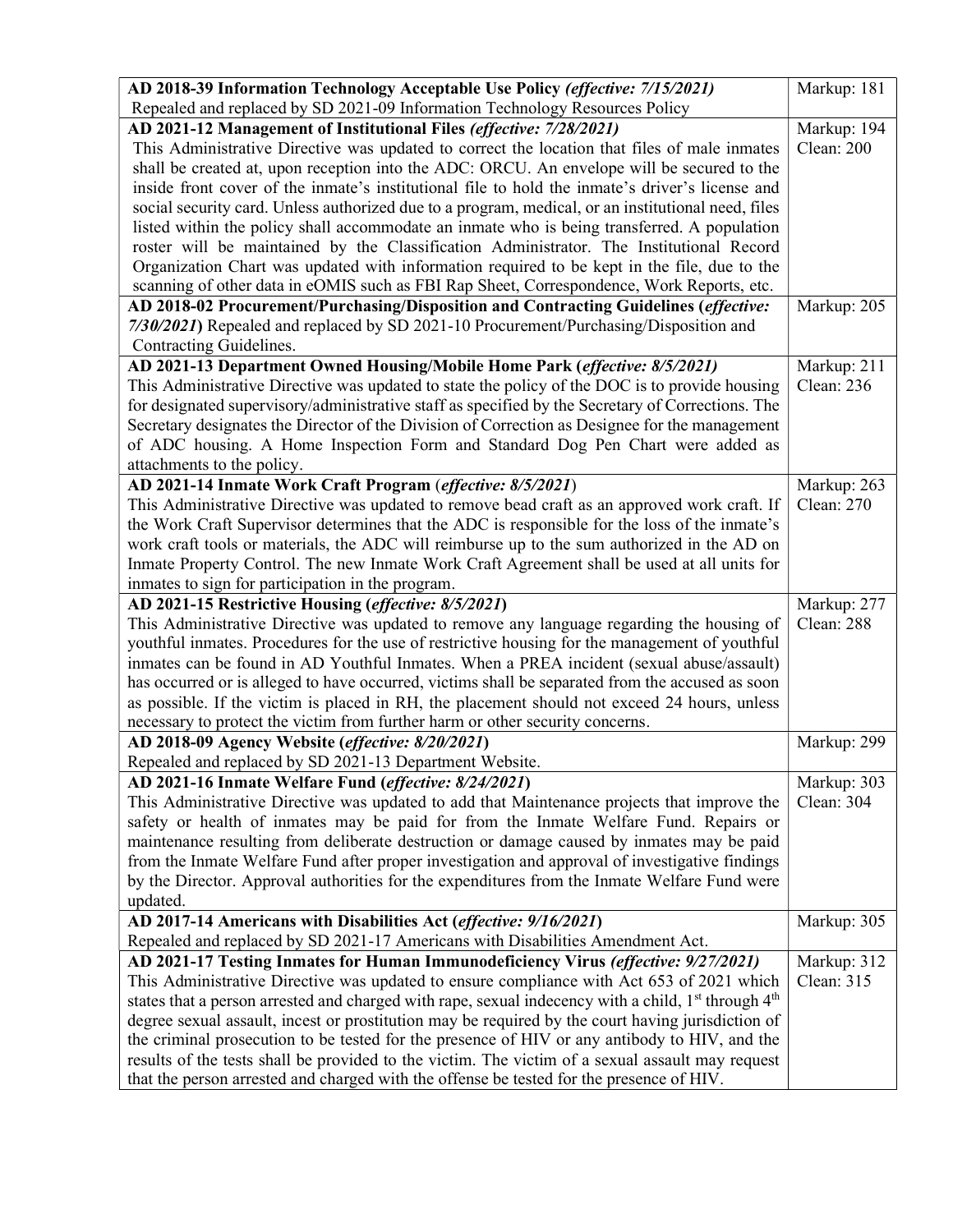| | |
|---|---|
| **AD 2018-39 Information Technology Acceptable Use Policy** ***(effective: 7/15/2021)*** Repealed and replaced by SD 2021-09 Information Technology Resources Policy | Markup: 181 |
| **AD 2021-12 Management of Institutional Files** ***(effective: 7/28/2021)*** This Administrative Directive was updated to correct the location that files of male inmates shall be created at, upon reception into the ADC: ORCU. An envelope will be secured to the inside front cover of the inmate's institutional file to hold the inmate's driver's license and social security card. Unless authorized due to a program, medical, or an institutional need, files listed within the policy shall accommodate an inmate who is being transferred. A population roster will be maintained by the Classification Administrator. The Institutional Record Organization Chart was updated with information required to be kept in the file, due to the scanning of other data in eOMIS such as FBI Rap Sheet, Correspondence, Work Reports, etc. | Markup: 194 Clean: 200 |
| **AD 2018-02 Procurement/Purchasing/Disposition and Contracting Guidelines (*****effective: 7/30/2021*****)** Repealed and replaced by SD 2021-10 Procurement/Purchasing/Disposition and Contracting Guidelines. | Markup: 205 |
| **AD 2021-13 Department Owned Housing/Mobile Home Park (*****effective: 8/5/2021*****)** This Administrative Directive was updated to state the policy of the DOC is to provide housing for designated supervisory/administrative staff as specified by the Secretary of Corrections. The Secretary designates the Director of the Division of Correction as Designee for the management of ADC housing. A Home Inspection Form and Standard Dog Pen Chart were added as attachments to the policy. | Markup: 211 Clean: 236 |
| **AD 2021-14 Inmate Work Craft Program** (***effective: 8/5/2021***) This Administrative Directive was updated to remove bead craft as an approved work craft. If the Work Craft Supervisor determines that the ADC is responsible for the loss of the inmate's work craft tools or materials, the ADC will reimburse up to the sum authorized in the AD on Inmate Property Control. The new Inmate Work Craft Agreement shall be used at all units for inmates to sign for participation in the program. | Markup: 263 Clean: 270 |
| **AD 2021-15 Restrictive Housing (*****effective: 8/5/2021*****)** This Administrative Directive was updated to remove any language regarding the housing of youthful inmates. Procedures for the use of restrictive housing for the management of youthful inmates can be found in AD Youthful Inmates. When a PREA incident (sexual abuse/assault) has occurred or is alleged to have occurred, victims shall be separated from the accused as soon as possible. If the victim is placed in RH, the placement should not exceed 24 hours, unless necessary to protect the victim from further harm or other security concerns. | Markup: 277 Clean: 288 |
| **AD 2018-09 Agency Website (*****effective: 8/20/2021*****)** Repealed and replaced by SD 2021-13 Department Website. | Markup: 299 |
| **AD 2021-16 Inmate Welfare Fund (*****effective: 8/24/2021*****)** This Administrative Directive was updated to add that Maintenance projects that improve the safety or health of inmates may be paid for from the Inmate Welfare Fund. Repairs or maintenance resulting from deliberate destruction or damage caused by inmates may be paid from the Inmate Welfare Fund after proper investigation and approval of investigative findings by the Director. Approval authorities for the expenditures from the Inmate Welfare Fund were updated. | Markup: 303 Clean: 304 |
| **AD 2017-14 Americans with Disabilities Act (*****effective: 9/16/2021*****)** Repealed and replaced by SD 2021-17 Americans with Disabilities Amendment Act. | Markup: 305 |
| **AD 2021-17 Testing Inmates for Human Immunodeficiency Virus** ***(effective: 9/27/2021)*** This Administrative Directive was updated to ensure compliance with Act 653 of 2021 which states that a person arrested and charged with rape, sexual indecency with a child, 1st through 4th degree sexual assault, incest or prostitution may be required by the court having jurisdiction of the criminal prosecution to be tested for the presence of HIV or any antibody to HIV, and the results of the tests shall be provided to the victim. The victim of a sexual assault may request that the person arrested and charged with the offense be tested for the presence of HIV. | Markup: 312 Clean: 315 |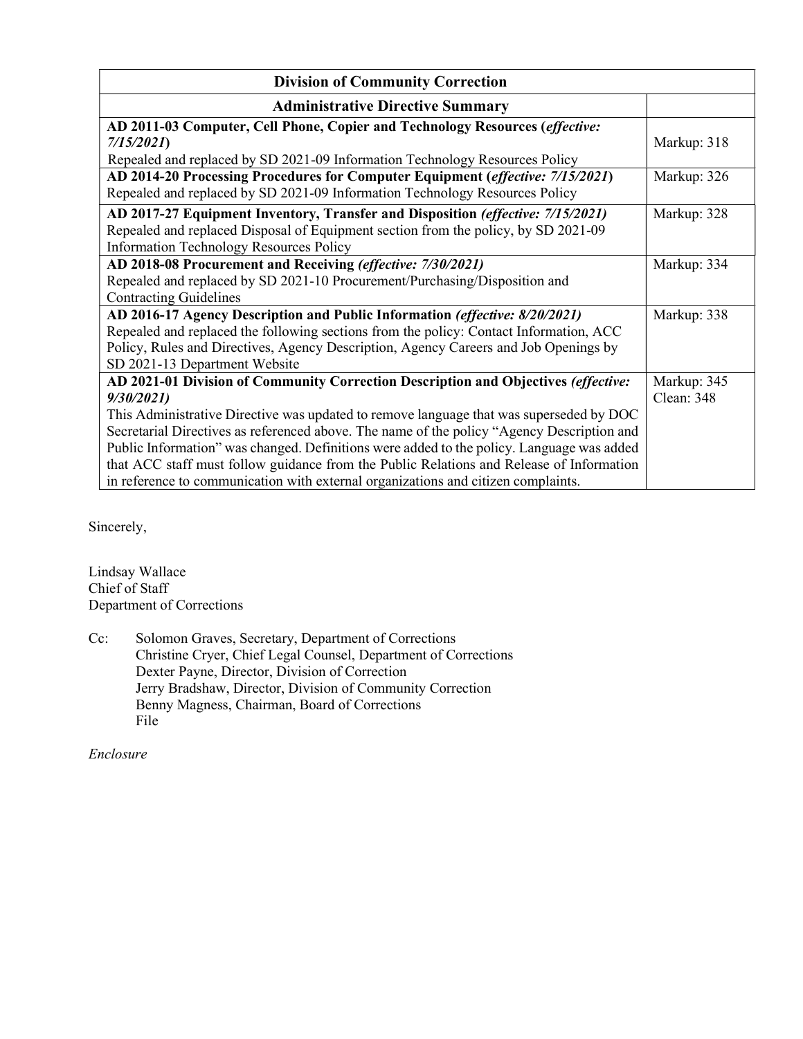| Division of Community Correction | |
|---|---|
| **Administrative Directive Summary** | |
| **AD 2011-03 Computer, Cell Phone, Copier and Technology Resources (*effective: 7/15/2021*)**<br>Repealed and replaced by SD 2021-09 Information Technology Resources Policy | Markup: 318 |
| **AD 2014-20 Processing Procedures for Computer Equipment (*effective: 7/15/2021*)**<br>Repealed and replaced by SD 2021-09 Information Technology Resources Policy | Markup: 326 |
| **AD 2017-27 Equipment Inventory, Transfer and Disposition *(effective: 7/15/2021)***<br>Repealed and replaced Disposal of Equipment section from the policy, by SD 2021-09 Information Technology Resources Policy | Markup: 328 |
| **AD 2018-08 Procurement and Receiving *(effective: 7/30/2021)***<br>Repealed and replaced by SD 2021-10 Procurement/Purchasing/Disposition and Contracting Guidelines | Markup: 334 |
| **AD 2016-17 Agency Description and Public Information *(effective: 8/20/2021)***<br>Repealed and replaced the following sections from the policy: Contact Information, ACC Policy, Rules and Directives, Agency Description, Agency Careers and Job Openings by SD 2021-13 Department Website | Markup: 338 |
| **AD 2021-01 Division of Community Correction Description and Objectives *(effective: 9/30/2021)***<br>This Administrative Directive was updated to remove language that was superseded by DOC Secretarial Directives as referenced above. The name of the policy "Agency Description and Public Information" was changed. Definitions were added to the policy. Language was added that ACC staff must follow guidance from the Public Relations and Release of Information in reference to communication with external organizations and citizen complaints. | Markup: 345<br>Clean: 348 |

Sincerely,

Lindsay Wallace
Chief of Staff
Department of Corrections

Cc: Solomon Graves, Secretary, Department of Corrections
Christine Cryer, Chief Legal Counsel, Department of Corrections
Dexter Payne, Director, Division of Correction
Jerry Bradshaw, Director, Division of Community Correction
Benny Magness, Chairman, Board of Corrections
File

*Enclosure*